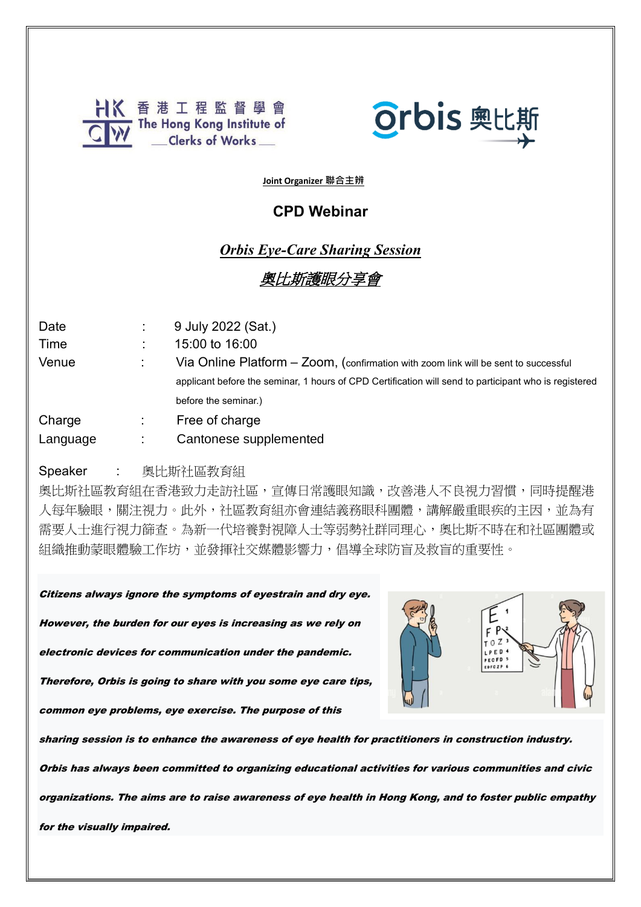香港工程監督學會
The Hong Kong Institute of Clerks of Works

orbis 奧比斯

**Joint Organizer 聯合主辦**

## CPD Webinar

### *Orbis Eye-Care Sharing Session*

### *奧比斯護眼分享會*

| | | |
|---|---|---|
| Date | : | 9 July 2022 (Sat.) |
| Time | : | 15:00 to 16:00 |
| Venue | : | Via Online Platform – Zoom, (confirmation with zoom link will be sent to successful applicant before the seminar, 1 hours of CPD Certification will send to participant who is registered before the seminar.) |
| Charge | : | Free of charge |
| Language | : | Cantonese supplemented |

Speaker : 奧比斯社區教育組

奧比斯社區教育組在香港致力走訪社區，宣傳日常護眼知識，改善港人不良視力習慣，同時提醒港人每年驗眼，關注視力。此外，社區教育組亦會連結義務眼科團體，講解嚴重眼疾的主因，並為有需要人士進行視力篩查。為新一代培養對視障人士等弱勢社群同理心，奧比斯不時在和社區團體或組織推動蒙眼體驗工作坊，並發揮社交媒體影響力，倡導全球防盲及救盲的重要性。

***Citizens always ignore the symptoms of eyestrain and dry eye. However, the burden for our eyes is increasing as we rely on electronic devices for communication under the pandemic. Therefore, Orbis is going to share with you some eye care tips, common eye problems, eye exercise. The purpose of this sharing session is to enhance the awareness of eye health for practitioners in construction industry. Orbis has always been committed to organizing educational activities for various communities and civic organizations. The aims are to raise awareness of eye health in Hong Kong, and to foster public empathy for the visually impaired.***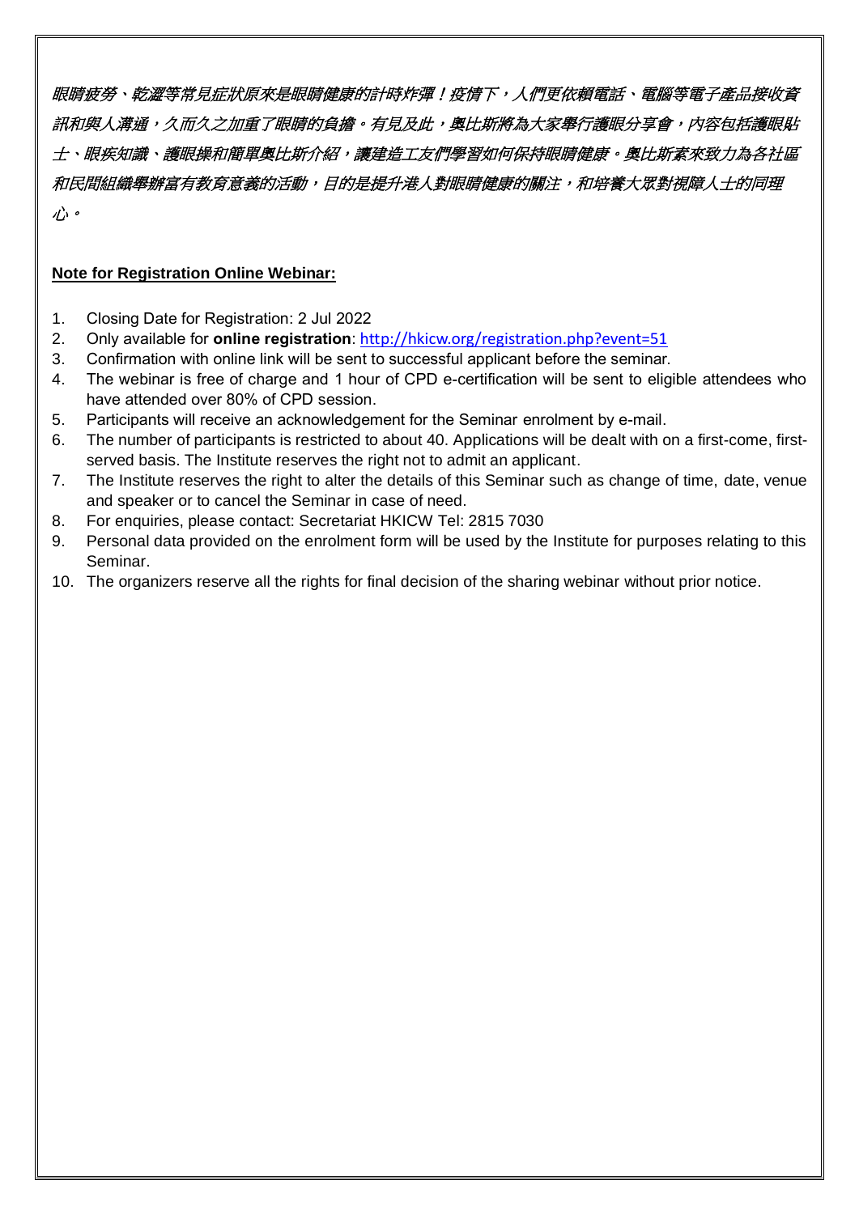*眼睛疲勞、乾澀等常見症狀原來是眼睛健康的計時炸彈！疫情下，人們更依賴電話、電腦等電子產品接收資訊和與人溝通，久而久之加重了眼睛的負擔。有見及此，奧比斯將為大家舉行護眼分享會，內容包括護眼貼士、眼疾知識、護眼操和簡單奧比斯介紹，讓建造工友們學習如何保持眼睛健康。奧比斯素來致力為各社區和民間組織舉辦富有教育意義的活動，目的是提升港人對眼睛健康的關注，和培養大眾對視障人士的同理心。*

**Note for Registration Online Webinar:**

1. Closing Date for Registration: 2 Jul 2022
2. Only available for **online registration**: http://hkicw.org/registration.php?event=51
3. Confirmation with online link will be sent to successful applicant before the seminar.
4. The webinar is free of charge and 1 hour of CPD e-certification will be sent to eligible attendees who have attended over 80% of CPD session.
5. Participants will receive an acknowledgement for the Seminar enrolment by e-mail.
6. The number of participants is restricted to about 40. Applications will be dealt with on a first-come, first-served basis. The Institute reserves the right not to admit an applicant.
7. The Institute reserves the right to alter the details of this Seminar such as change of time, date, venue and speaker or to cancel the Seminar in case of need.
8. For enquiries, please contact: Secretariat HKICW Tel: 2815 7030
9. Personal data provided on the enrolment form will be used by the Institute for purposes relating to this Seminar.
10. The organizers reserve all the rights for final decision of the sharing webinar without prior notice.